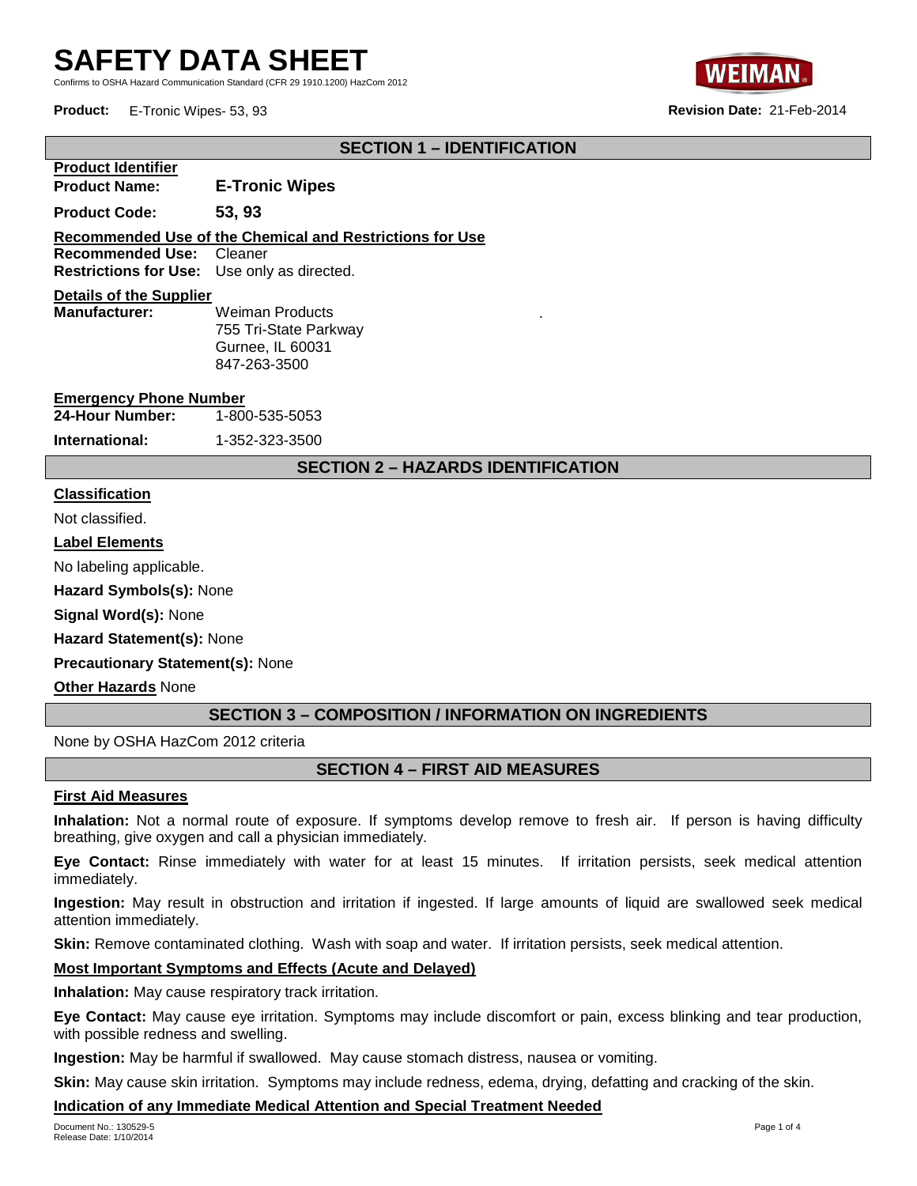# SAFETY DATA SHEET

Confirms to OSHA Hazard Communication Standard (CFR 29 1910.1200) HazCom 2012

**Product:** E-Tronic Wipes- 53, 93

**Revision Date:** 21-Feb-2014

## SECTION 1 – IDENTIFICATION

**Product Identifier**

**Product Name:** **E-Tronic Wipes**

**Product Code:** **53, 93**

**Recommended Use of the Chemical and Restrictions for Use**

**Recommended Use:** Cleaner

**Restrictions for Use:** Use only as directed.

**Details of the Supplier**

**Manufacturer:** Weiman Products
755 Tri-State Parkway
Gurnee, IL 60031
847-263-3500

**Emergency Phone Number**

**24-Hour Number:** 1-800-535-5053

**International:** 1-352-323-3500

## SECTION 2 – HAZARDS IDENTIFICATION

**Classification**

Not classified.

**Label Elements**

No labeling applicable.

**Hazard Symbols(s):** None

**Signal Word(s):** None

**Hazard Statement(s):** None

**Precautionary Statement(s):** None

**Other Hazards** None

## SECTION 3 – COMPOSITION / INFORMATION ON INGREDIENTS

None by OSHA HazCom 2012 criteria

## SECTION 4 – FIRST AID MEASURES

**First Aid Measures**

**Inhalation:** Not a normal route of exposure. If symptoms develop remove to fresh air. If person is having difficulty breathing, give oxygen and call a physician immediately.

**Eye Contact:** Rinse immediately with water for at least 15 minutes. If irritation persists, seek medical attention immediately.

**Ingestion:** May result in obstruction and irritation if ingested. If large amounts of liquid are swallowed seek medical attention immediately.

**Skin:** Remove contaminated clothing. Wash with soap and water. If irritation persists, seek medical attention.

**Most Important Symptoms and Effects (Acute and Delayed)**

**Inhalation:** May cause respiratory track irritation.

**Eye Contact:** May cause eye irritation. Symptoms may include discomfort or pain, excess blinking and tear production, with possible redness and swelling.

**Ingestion:** May be harmful if swallowed. May cause stomach distress, nausea or vomiting.

**Skin:** May cause skin irritation. Symptoms may include redness, edema, drying, defatting and cracking of the skin.

**Indication of any Immediate Medical Attention and Special Treatment Needed**

Document No.: 130529-5
Release Date: 1/10/2014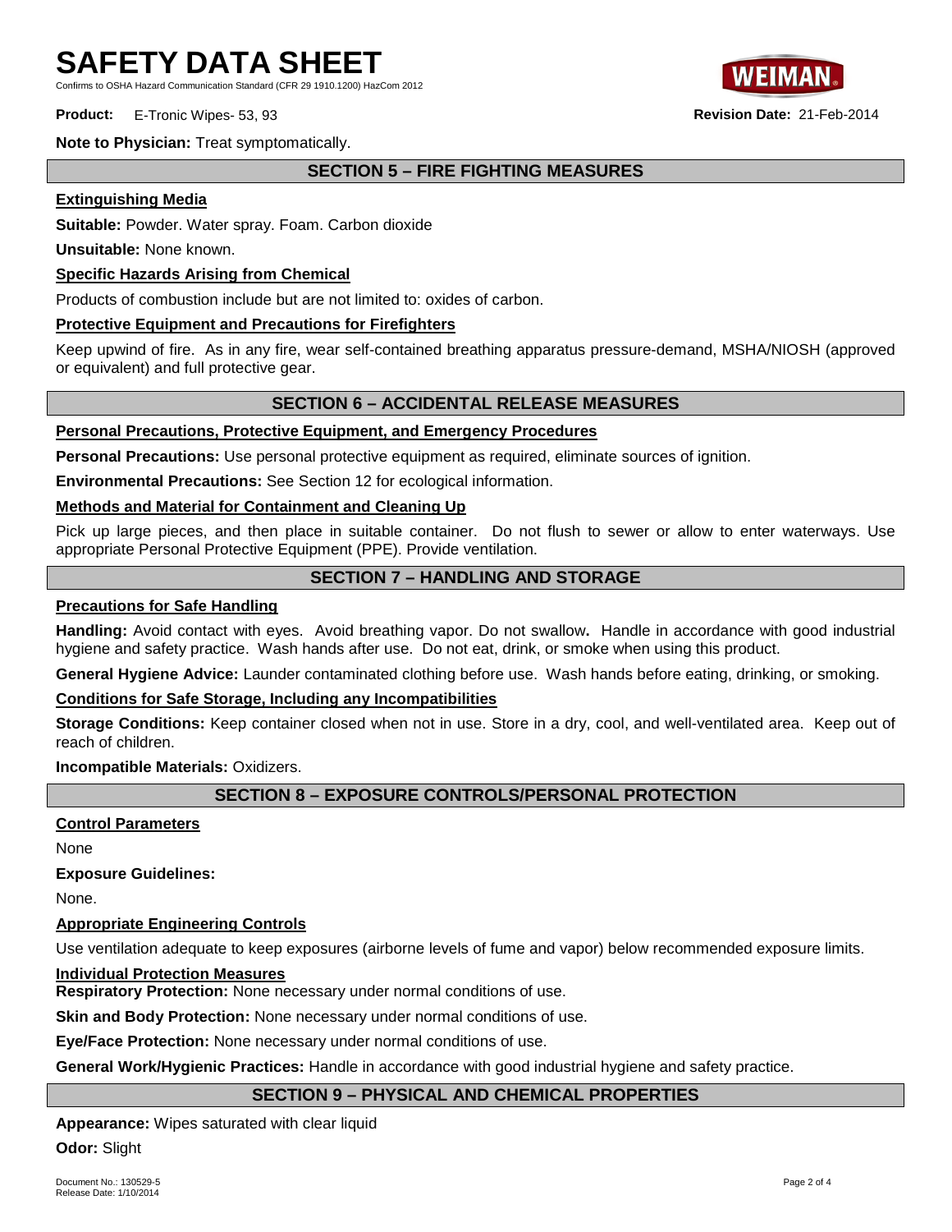**Note to Physician:** Treat symptomatically.

## SECTION 5 – FIRE FIGHTING MEASURES

### Extinguishing Media

**Suitable:** Powder. Water spray. Foam. Carbon dioxide

**Unsuitable:** None known.

### Specific Hazards Arising from Chemical

Products of combustion include but are not limited to: oxides of carbon.

### Protective Equipment and Precautions for Firefighters

Keep upwind of fire. As in any fire, wear self-contained breathing apparatus pressure-demand, MSHA/NIOSH (approved or equivalent) and full protective gear.

## SECTION 6 – ACCIDENTAL RELEASE MEASURES

### Personal Precautions, Protective Equipment, and Emergency Procedures

**Personal Precautions:** Use personal protective equipment as required, eliminate sources of ignition.

**Environmental Precautions:** See Section 12 for ecological information.

### Methods and Material for Containment and Cleaning Up

Pick up large pieces, and then place in suitable container. Do not flush to sewer or allow to enter waterways. Use appropriate Personal Protective Equipment (PPE). Provide ventilation.

## SECTION 7 – HANDLING AND STORAGE

### Precautions for Safe Handling

**Handling:** Avoid contact with eyes. Avoid breathing vapor. Do not swallow**.** Handle in accordance with good industrial hygiene and safety practice. Wash hands after use. Do not eat, drink, or smoke when using this product.

**General Hygiene Advice:** Launder contaminated clothing before use. Wash hands before eating, drinking, or smoking.

### Conditions for Safe Storage, Including any Incompatibilities

**Storage Conditions:** Keep container closed when not in use. Store in a dry, cool, and well-ventilated area. Keep out of reach of children.

**Incompatible Materials:** Oxidizers.

## SECTION 8 – EXPOSURE CONTROLS/PERSONAL PROTECTION

### Control Parameters

None

**Exposure Guidelines:**

None.

### Appropriate Engineering Controls

Use ventilation adequate to keep exposures (airborne levels of fume and vapor) below recommended exposure limits.

### Individual Protection Measures

**Respiratory Protection:** None necessary under normal conditions of use.

**Skin and Body Protection:** None necessary under normal conditions of use.

**Eye/Face Protection:** None necessary under normal conditions of use.

**General Work/Hygienic Practices:** Handle in accordance with good industrial hygiene and safety practice.

## SECTION 9 – PHYSICAL AND CHEMICAL PROPERTIES

**Appearance:** Wipes saturated with clear liquid

**Odor:** Slight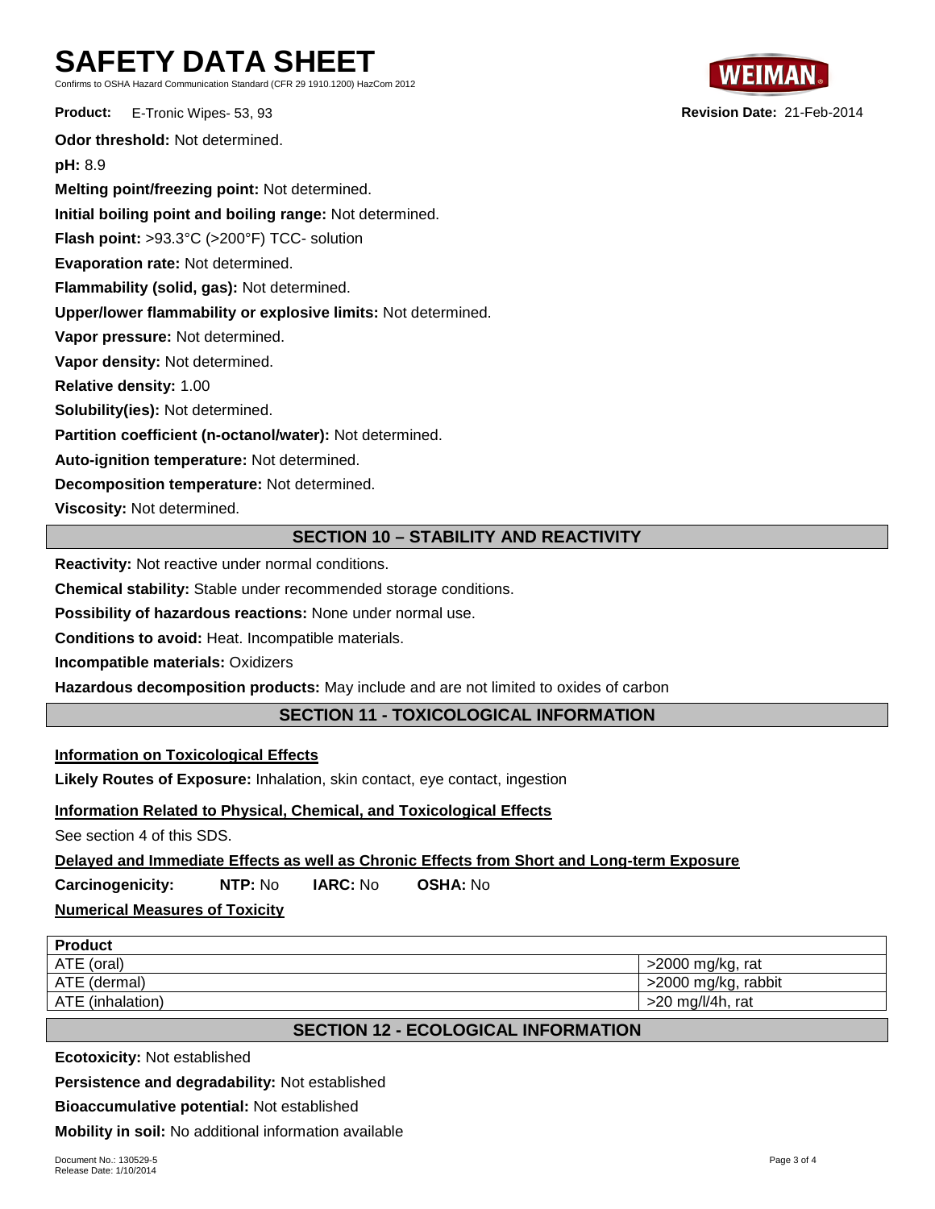Odor threshold:** Not determined.

**pH:** 8.9

**Melting point/freezing point:** Not determined.

**Initial boiling point and boiling range:** Not determined.

**Flash point:** >93.3°C (>200°F) TCC- solution

**Evaporation rate:** Not determined.

**Flammability (solid, gas):** Not determined.

**Upper/lower flammability or explosive limits:** Not determined.

**Vapor pressure:** Not determined.

**Vapor density:** Not determined.

**Relative density:** 1.00

**Solubility(ies):** Not determined.

**Partition coefficient (n-octanol/water):** Not determined.

**Auto-ignition temperature:** Not determined.

**Decomposition temperature:** Not determined.

**Viscosity:** Not determined.

## SECTION 10 – STABILITY AND REACTIVITY

**Reactivity:** Not reactive under normal conditions.

**Chemical stability:** Stable under recommended storage conditions.

**Possibility of hazardous reactions:** None under normal use.

**Conditions to avoid:** Heat. Incompatible materials.

**Incompatible materials:** Oxidizers

**Hazardous decomposition products:** May include and are not limited to oxides of carbon

## SECTION 11 - TOXICOLOGICAL INFORMATION

**Information on Toxicological Effects**

**Likely Routes of Exposure:** Inhalation, skin contact, eye contact, ingestion

**Information Related to Physical, Chemical, and Toxicological Effects**

See section 4 of this SDS.

**Delayed and Immediate Effects as well as Chronic Effects from Short and Long-term Exposure**

**Carcinogenicity:** **NTP:** No **IARC:** No **OSHA:** No

**Numerical Measures of Toxicity**

| Product | |
|---|---|
| ATE (oral) | >2000 mg/kg, rat |
| ATE (dermal) | >2000 mg/kg, rabbit |
| ATE (inhalation) | >20 mg/l/4h, rat |

## SECTION 12 - ECOLOGICAL INFORMATION

**Ecotoxicity:** Not established

**Persistence and degradability:** Not established

**Bioaccumulative potential:** Not established

**Mobility in soil:** No additional information available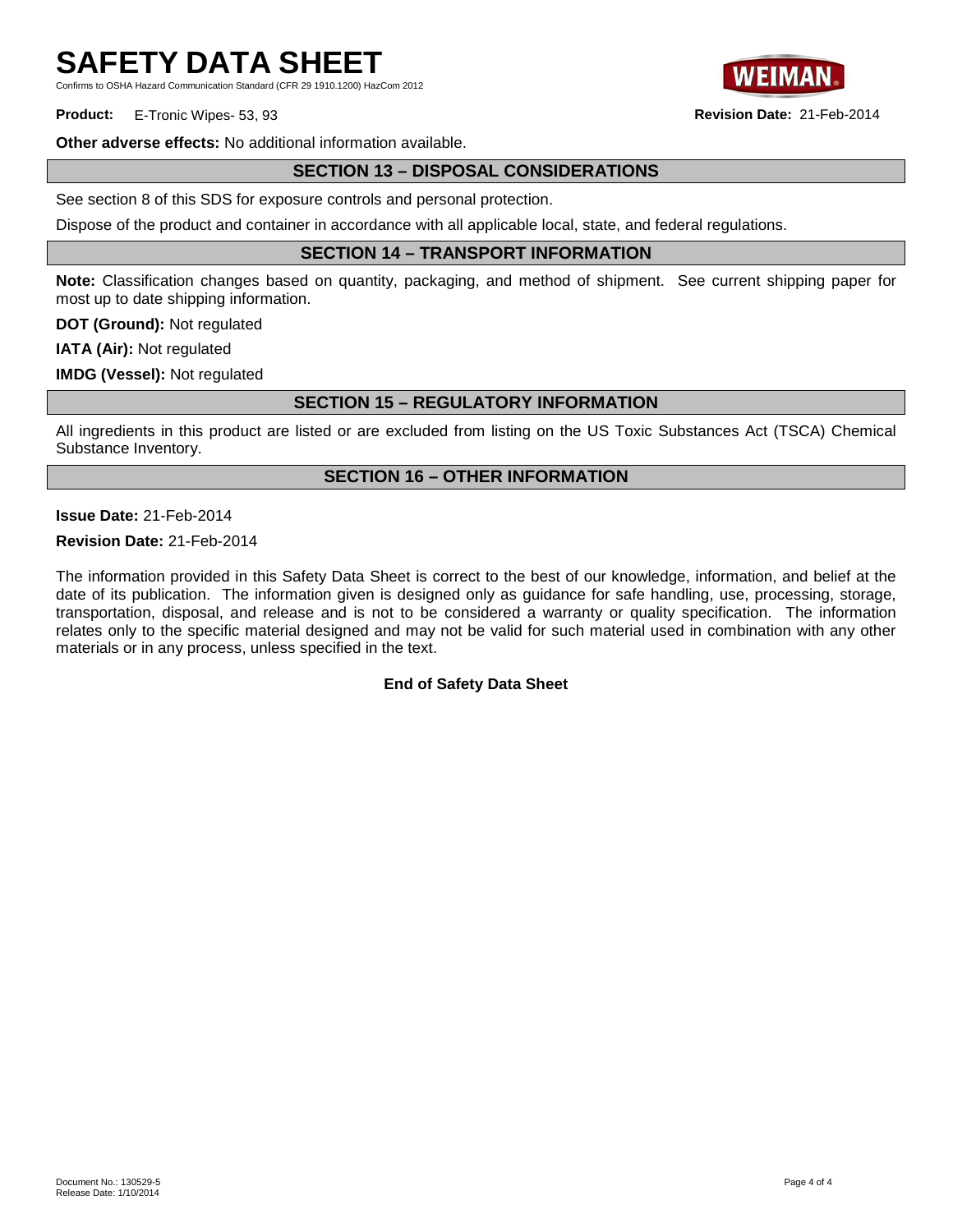**Other adverse effects:** No additional information available.

## SECTION 13 – DISPOSAL CONSIDERATIONS

See section 8 of this SDS for exposure controls and personal protection.

Dispose of the product and container in accordance with all applicable local, state, and federal regulations.

## SECTION 14 – TRANSPORT INFORMATION

**Note:** Classification changes based on quantity, packaging, and method of shipment. See current shipping paper for most up to date shipping information.

**DOT (Ground):** Not regulated

**IATA (Air):** Not regulated

**IMDG (Vessel):** Not regulated

## SECTION 15 – REGULATORY INFORMATION

All ingredients in this product are listed or are excluded from listing on the US Toxic Substances Act (TSCA) Chemical Substance Inventory.

## SECTION 16 – OTHER INFORMATION

**Issue Date:** 21-Feb-2014

**Revision Date:** 21-Feb-2014

The information provided in this Safety Data Sheet is correct to the best of our knowledge, information, and belief at the date of its publication. The information given is designed only as guidance for safe handling, use, processing, storage, transportation, disposal, and release and is not to be considered a warranty or quality specification. The information relates only to the specific material designed and may not be valid for such material used in combination with any other materials or in any process, unless specified in the text.

**End of Safety Data Sheet**